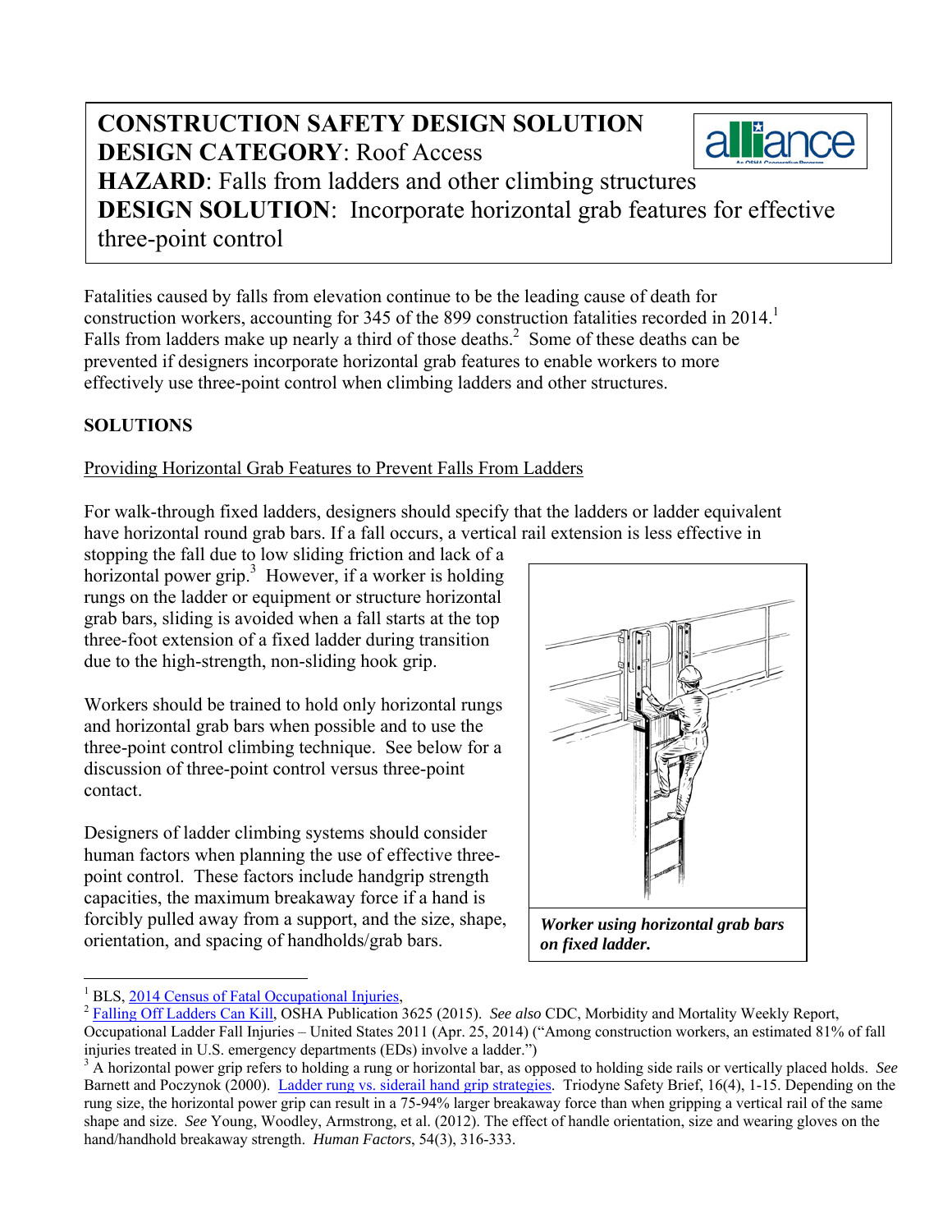**CONSTRUCTION SAFETY DESIGN SOLUTION**
**DESIGN CATEGORY**: Roof Access
**HAZARD**: Falls from ladders and other climbing structures
**DESIGN SOLUTION**: Incorporate horizontal grab features for effective three-point control

Fatalities caused by falls from elevation continue to be the leading cause of death for construction workers, accounting for 345 of the 899 construction fatalities recorded in 2014.[1] Falls from ladders make up nearly a third of those deaths.[2] Some of these deaths can be prevented if designers incorporate horizontal grab features to enable workers to more effectively use three-point control when climbing ladders and other structures.

## SOLUTIONS

Providing Horizontal Grab Features to Prevent Falls From Ladders

For walk-through fixed ladders, designers should specify that the ladders or ladder equivalent have horizontal round grab bars. If a fall occurs, a vertical rail extension is less effective in stopping the fall due to low sliding friction and lack of a horizontal power grip.[3] However, if a worker is holding rungs on the ladder or equipment or structure horizontal grab bars, sliding is avoided when a fall starts at the top three-foot extension of a fixed ladder during transition due to the high-strength, non-sliding hook grip.

*Worker using horizontal grab bars on fixed ladder.*

Workers should be trained to hold only horizontal rungs and horizontal grab bars when possible and to use the three-point control climbing technique. See below for a discussion of three-point control versus three-point contact.

Designers of ladder climbing systems should consider human factors when planning the use of effective three-point control. These factors include handgrip strength capacities, the maximum breakaway force if a hand is forcibly pulled away from a support, and the size, shape, orientation, and spacing of handholds/grab bars.

---

[1] BLS, 2014 Census of Fatal Occupational Injuries,

[2] Falling Off Ladders Can Kill, OSHA Publication 3625 (2015). *See also* CDC, Morbidity and Mortality Weekly Report, Occupational Ladder Fall Injuries – United States 2011 (Apr. 25, 2014) ("Among construction workers, an estimated 81% of fall injuries treated in U.S. emergency departments (EDs) involve a ladder.")

[3] A horizontal power grip refers to holding a rung or horizontal bar, as opposed to holding side rails or vertically placed holds. *See* Barnett and Poczynok (2000). Ladder rung vs. siderail hand grip strategies. Triodyne Safety Brief, 16(4), 1-15. Depending on the rung size, the horizontal power grip can result in a 75-94% larger breakaway force than when gripping a vertical rail of the same shape and size. *See* Young, Woodley, Armstrong, et al. (2012). The effect of handle orientation, size and wearing gloves on the hand/handhold breakaway strength. *Human Factors*, 54(3), 316-333.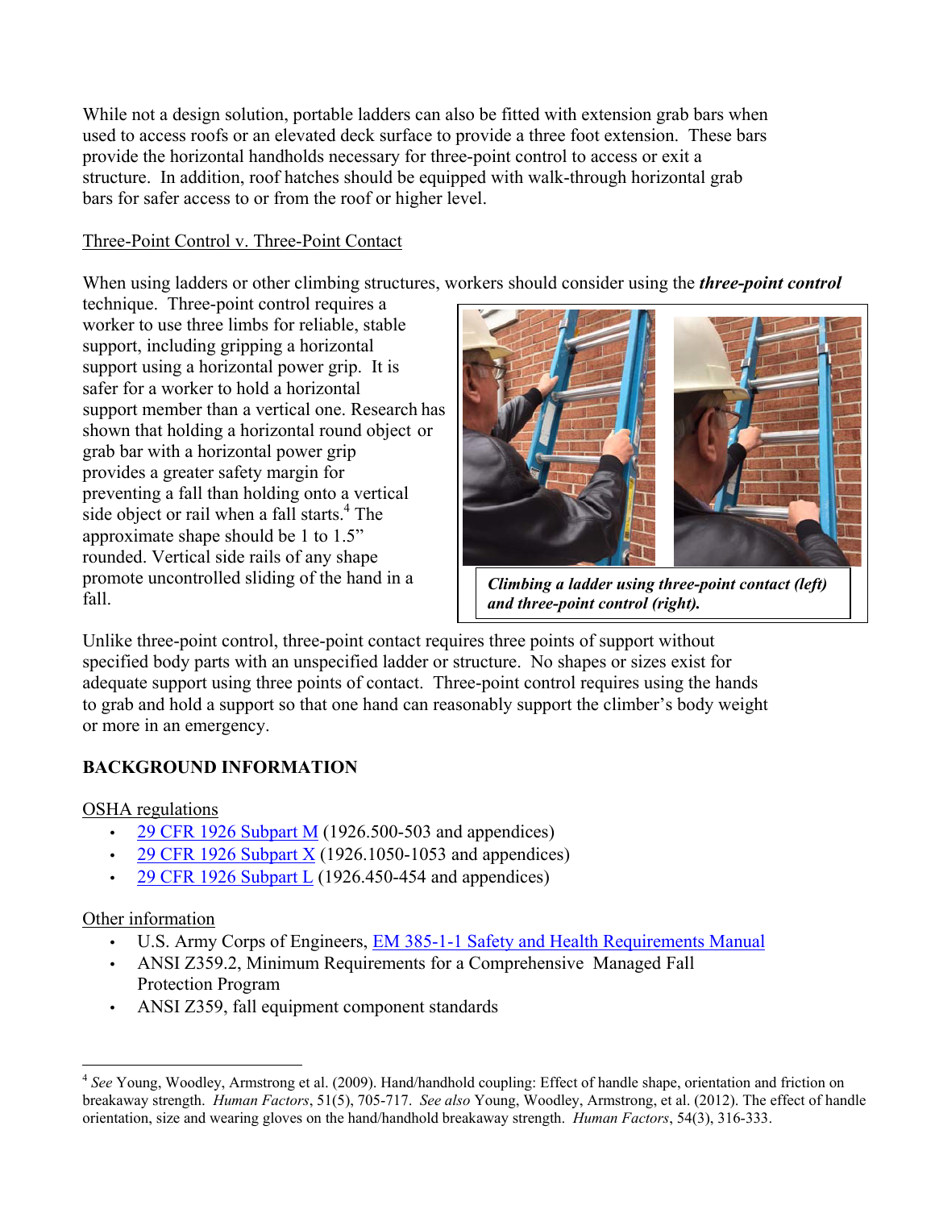While not a design solution, portable ladders can also be fitted with extension grab bars when used to access roofs or an elevated deck surface to provide a three foot extension. These bars provide the horizontal handholds necessary for three-point control to access or exit a structure. In addition, roof hatches should be equipped with walk-through horizontal grab bars for safer access to or from the roof or higher level.

Three-Point Control v. Three-Point Contact

When using ladders or other climbing structures, workers should consider using the ***three-point control*** technique. Three-point control requires a worker to use three limbs for reliable, stable support, including gripping a horizontal support using a horizontal power grip. It is safer for a worker to hold a horizontal support member than a vertical one. Research has shown that holding a horizontal round object or grab bar with a horizontal power grip provides a greater safety margin for preventing a fall than holding onto a vertical side object or rail when a fall starts.[4] The approximate shape should be 1 to 1.5" rounded. Vertical side rails of any shape promote uncontrolled sliding of the hand in a fall.

***Climbing a ladder using three-point contact (left) and three-point control (right).***

Unlike three-point control, three-point contact requires three points of support without specified body parts with an unspecified ladder or structure. No shapes or sizes exist for adequate support using three points of contact. Three-point control requires using the hands to grab and hold a support so that one hand can reasonably support the climber's body weight or more in an emergency.

## BACKGROUND INFORMATION

OSHA regulations

- 29 CFR 1926 Subpart M (1926.500-503 and appendices)
- 29 CFR 1926 Subpart X (1926.1050-1053 and appendices)
- 29 CFR 1926 Subpart L (1926.450-454 and appendices)

Other information

- U.S. Army Corps of Engineers, EM 385-1-1 Safety and Health Requirements Manual
- ANSI Z359.2, Minimum Requirements for a Comprehensive Managed Fall Protection Program
- ANSI Z359, fall equipment component standards

[4] *See* Young, Woodley, Armstrong et al. (2009). Hand/handhold coupling: Effect of handle shape, orientation and friction on breakaway strength. *Human Factors*, 51(5), 705-717. *See also* Young, Woodley, Armstrong, et al. (2012). The effect of handle orientation, size and wearing gloves on the hand/handhold breakaway strength. *Human Factors*, 54(3), 316-333.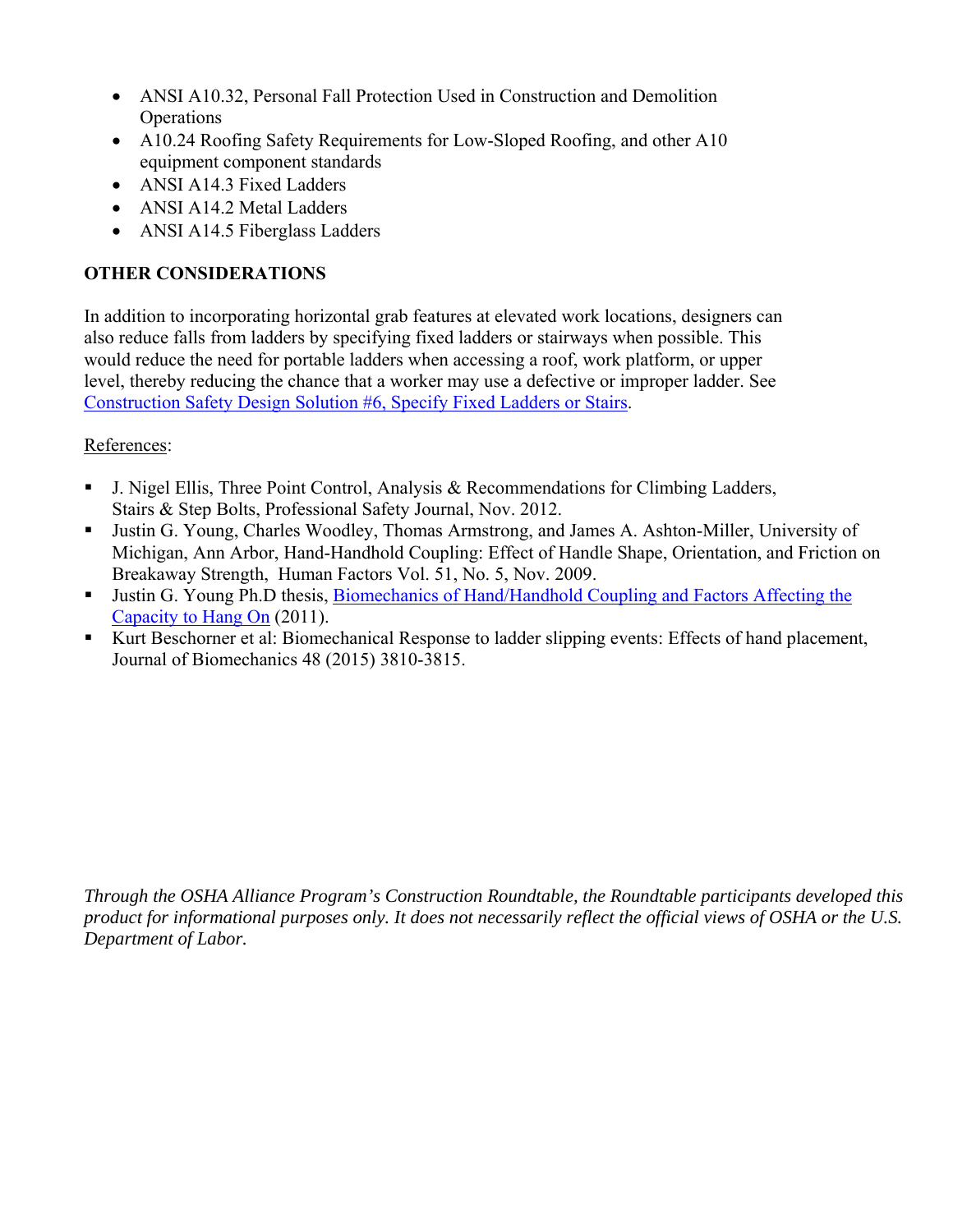- ANSI A10.32, Personal Fall Protection Used in Construction and Demolition Operations
- A10.24 Roofing Safety Requirements for Low-Sloped Roofing, and other A10 equipment component standards
- ANSI A14.3 Fixed Ladders
- ANSI A14.2 Metal Ladders
- ANSI A14.5 Fiberglass Ladders

## OTHER CONSIDERATIONS

In addition to incorporating horizontal grab features at elevated work locations, designers can also reduce falls from ladders by specifying fixed ladders or stairways when possible. This would reduce the need for portable ladders when accessing a roof, work platform, or upper level, thereby reducing the chance that a worker may use a defective or improper ladder. See [Construction Safety Design Solution #6, Specify Fixed Ladders or Stairs](#).

References:

- J. Nigel Ellis, Three Point Control, Analysis & Recommendations for Climbing Ladders, Stairs & Step Bolts, Professional Safety Journal, Nov. 2012.
- Justin G. Young, Charles Woodley, Thomas Armstrong, and James A. Ashton-Miller, University of Michigan, Ann Arbor, Hand-Handhold Coupling: Effect of Handle Shape, Orientation, and Friction on Breakaway Strength, Human Factors Vol. 51, No. 5, Nov. 2009.
- Justin G. Young Ph.D thesis, [Biomechanics of Hand/Handhold Coupling and Factors Affecting the Capacity to Hang On](#) (2011).
- Kurt Beschorner et al: Biomechanical Response to ladder slipping events: Effects of hand placement, Journal of Biomechanics 48 (2015) 3810-3815.

*Through the OSHA Alliance Program's Construction Roundtable, the Roundtable participants developed this product for informational purposes only. It does not necessarily reflect the official views of OSHA or the U.S. Department of Labor.*